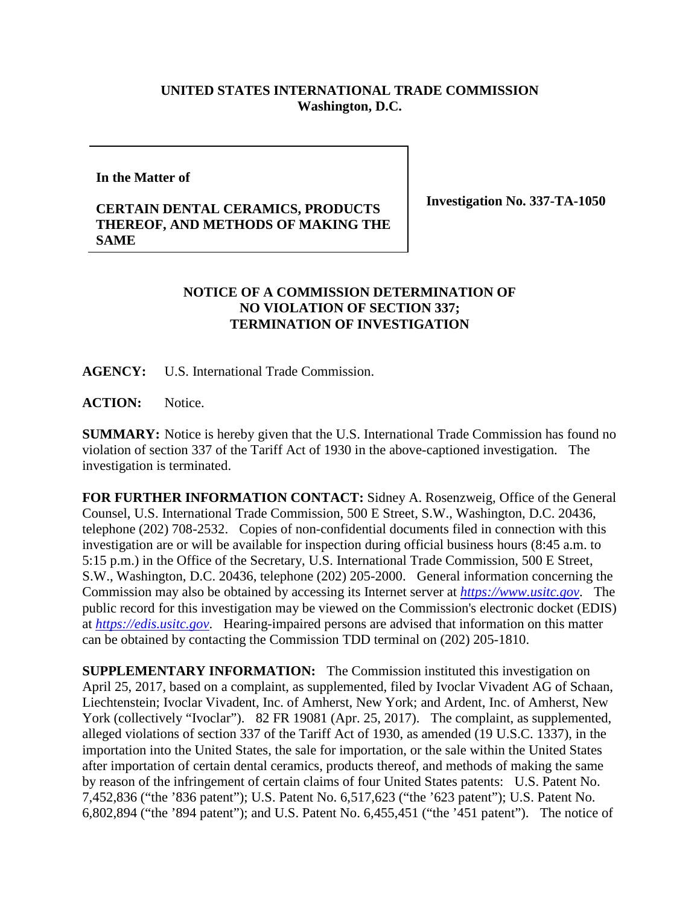**UNITED STATES INTERNATIONAL TRADE COMMISSION**
**Washington, D.C.**

| In the Matter of<br><br>**CERTAIN DENTAL CERAMICS, PRODUCTS THEREOF, AND METHODS OF MAKING THE SAME** | **Investigation No. 337-TA-1050** |
|---|---|

**NOTICE OF A COMMISSION DETERMINATION OF NO VIOLATION OF SECTION 337; TERMINATION OF INVESTIGATION**

**AGENCY:** U.S. International Trade Commission.

**ACTION:** Notice.

**SUMMARY:** Notice is hereby given that the U.S. International Trade Commission has found no violation of section 337 of the Tariff Act of 1930 in the above-captioned investigation. The investigation is terminated.

**FOR FURTHER INFORMATION CONTACT:** Sidney A. Rosenzweig, Office of the General Counsel, U.S. International Trade Commission, 500 E Street, S.W., Washington, D.C. 20436, telephone (202) 708-2532. Copies of non-confidential documents filed in connection with this investigation are or will be available for inspection during official business hours (8:45 a.m. to 5:15 p.m.) in the Office of the Secretary, U.S. International Trade Commission, 500 E Street, S.W., Washington, D.C. 20436, telephone (202) 205-2000. General information concerning the Commission may also be obtained by accessing its Internet server at *https://www.usitc.gov*. The public record for this investigation may be viewed on the Commission's electronic docket (EDIS) at *https://edis.usitc.gov*. Hearing-impaired persons are advised that information on this matter can be obtained by contacting the Commission TDD terminal on (202) 205-1810.

**SUPPLEMENTARY INFORMATION:** The Commission instituted this investigation on April 25, 2017, based on a complaint, as supplemented, filed by Ivoclar Vivadent AG of Schaan, Liechtenstein; Ivoclar Vivadent, Inc. of Amherst, New York; and Ardent, Inc. of Amherst, New York (collectively "Ivoclar"). 82 FR 19081 (Apr. 25, 2017). The complaint, as supplemented, alleged violations of section 337 of the Tariff Act of 1930, as amended (19 U.S.C. 1337), in the importation into the United States, the sale for importation, or the sale within the United States after importation of certain dental ceramics, products thereof, and methods of making the same by reason of the infringement of certain claims of four United States patents: U.S. Patent No. 7,452,836 ("the '836 patent"); U.S. Patent No. 6,517,623 ("the '623 patent"); U.S. Patent No. 6,802,894 ("the '894 patent"); and U.S. Patent No. 6,455,451 ("the '451 patent"). The notice of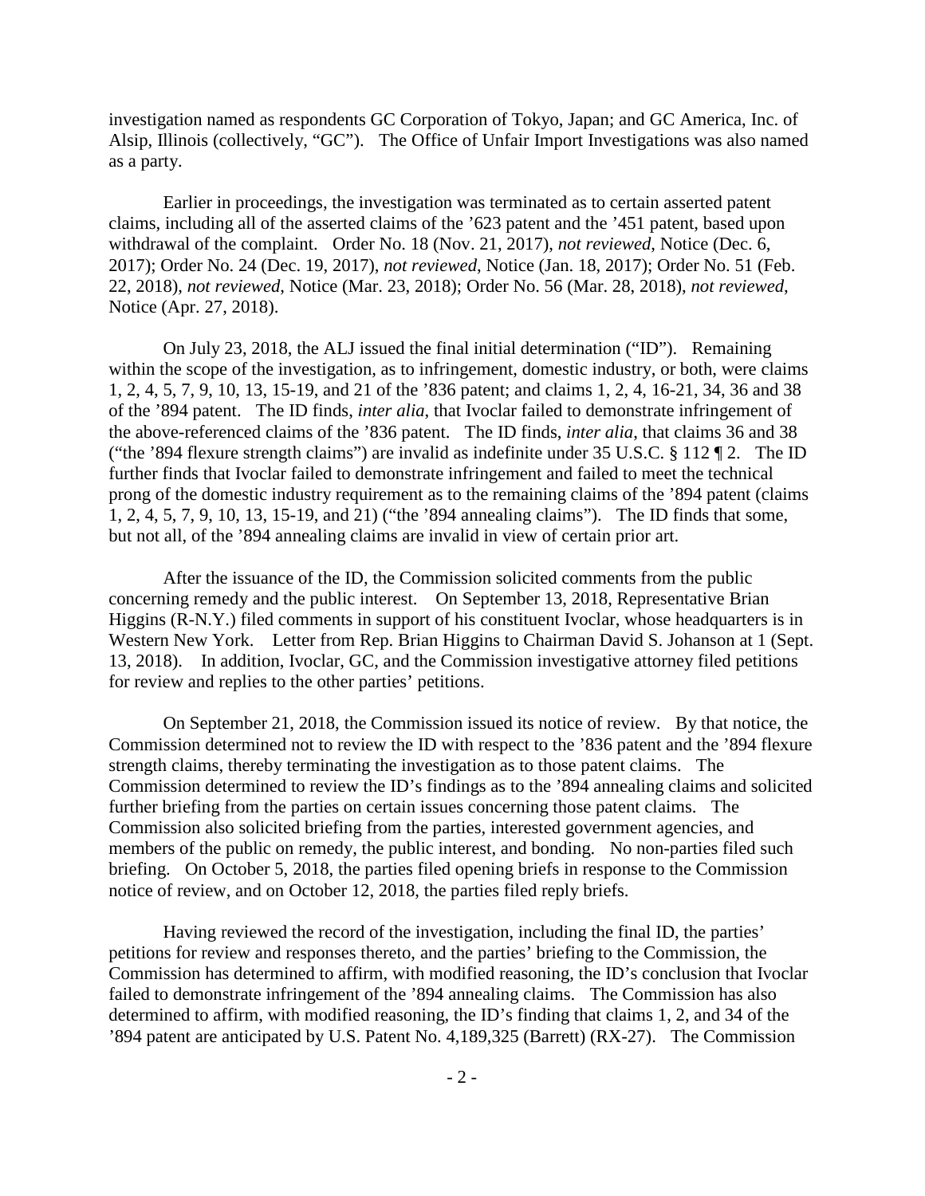investigation named as respondents GC Corporation of Tokyo, Japan; and GC America, Inc. of Alsip, Illinois (collectively, "GC"). The Office of Unfair Import Investigations was also named as a party.

Earlier in proceedings, the investigation was terminated as to certain asserted patent claims, including all of the asserted claims of the '623 patent and the '451 patent, based upon withdrawal of the complaint. Order No. 18 (Nov. 21, 2017), *not reviewed*, Notice (Dec. 6, 2017); Order No. 24 (Dec. 19, 2017), *not reviewed*, Notice (Jan. 18, 2017); Order No. 51 (Feb. 22, 2018), *not reviewed*, Notice (Mar. 23, 2018); Order No. 56 (Mar. 28, 2018), *not reviewed*, Notice (Apr. 27, 2018).

On July 23, 2018, the ALJ issued the final initial determination ("ID"). Remaining within the scope of the investigation, as to infringement, domestic industry, or both, were claims 1, 2, 4, 5, 7, 9, 10, 13, 15-19, and 21 of the '836 patent; and claims 1, 2, 4, 16-21, 34, 36 and 38 of the '894 patent. The ID finds, *inter alia*, that Ivoclar failed to demonstrate infringement of the above-referenced claims of the '836 patent. The ID finds, *inter alia*, that claims 36 and 38 ("the '894 flexure strength claims") are invalid as indefinite under 35 U.S.C. § 112 ¶ 2. The ID further finds that Ivoclar failed to demonstrate infringement and failed to meet the technical prong of the domestic industry requirement as to the remaining claims of the '894 patent (claims 1, 2, 4, 5, 7, 9, 10, 13, 15-19, and 21) ("the '894 annealing claims"). The ID finds that some, but not all, of the '894 annealing claims are invalid in view of certain prior art.

After the issuance of the ID, the Commission solicited comments from the public concerning remedy and the public interest. On September 13, 2018, Representative Brian Higgins (R-N.Y.) filed comments in support of his constituent Ivoclar, whose headquarters is in Western New York. Letter from Rep. Brian Higgins to Chairman David S. Johanson at 1 (Sept. 13, 2018). In addition, Ivoclar, GC, and the Commission investigative attorney filed petitions for review and replies to the other parties' petitions.

On September 21, 2018, the Commission issued its notice of review. By that notice, the Commission determined not to review the ID with respect to the '836 patent and the '894 flexure strength claims, thereby terminating the investigation as to those patent claims. The Commission determined to review the ID's findings as to the '894 annealing claims and solicited further briefing from the parties on certain issues concerning those patent claims. The Commission also solicited briefing from the parties, interested government agencies, and members of the public on remedy, the public interest, and bonding. No non-parties filed such briefing. On October 5, 2018, the parties filed opening briefs in response to the Commission notice of review, and on October 12, 2018, the parties filed reply briefs.

Having reviewed the record of the investigation, including the final ID, the parties' petitions for review and responses thereto, and the parties' briefing to the Commission, the Commission has determined to affirm, with modified reasoning, the ID's conclusion that Ivoclar failed to demonstrate infringement of the '894 annealing claims. The Commission has also determined to affirm, with modified reasoning, the ID's finding that claims 1, 2, and 34 of the '894 patent are anticipated by U.S. Patent No. 4,189,325 (Barrett) (RX-27). The Commission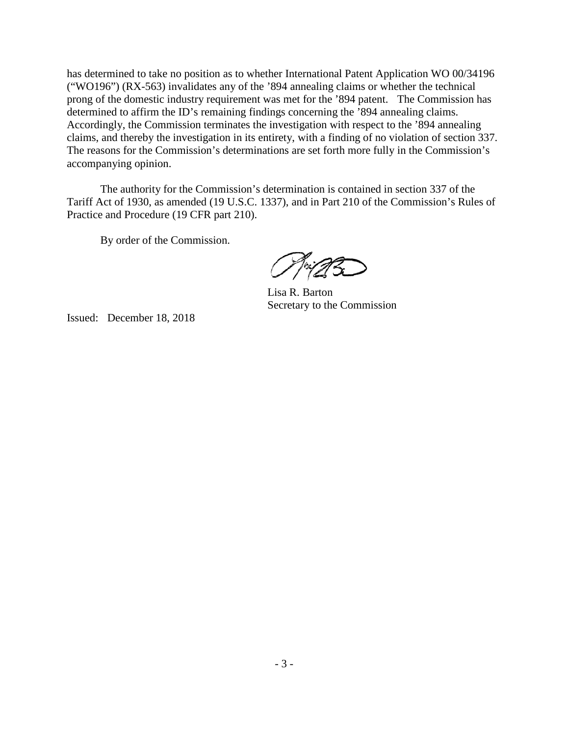has determined to take no position as to whether International Patent Application WO 00/34196 ("WO196") (RX-563) invalidates any of the '894 annealing claims or whether the technical prong of the domestic industry requirement was met for the '894 patent. The Commission has determined to affirm the ID's remaining findings concerning the '894 annealing claims. Accordingly, the Commission terminates the investigation with respect to the '894 annealing claims, and thereby the investigation in its entirety, with a finding of no violation of section 337. The reasons for the Commission's determinations are set forth more fully in the Commission's accompanying opinion.

The authority for the Commission's determination is contained in section 337 of the Tariff Act of 1930, as amended (19 U.S.C. 1337), and in Part 210 of the Commission's Rules of Practice and Procedure (19 CFR part 210).

By order of the Commission.

Lisa R. Barton
Secretary to the Commission

Issued: December 18, 2018